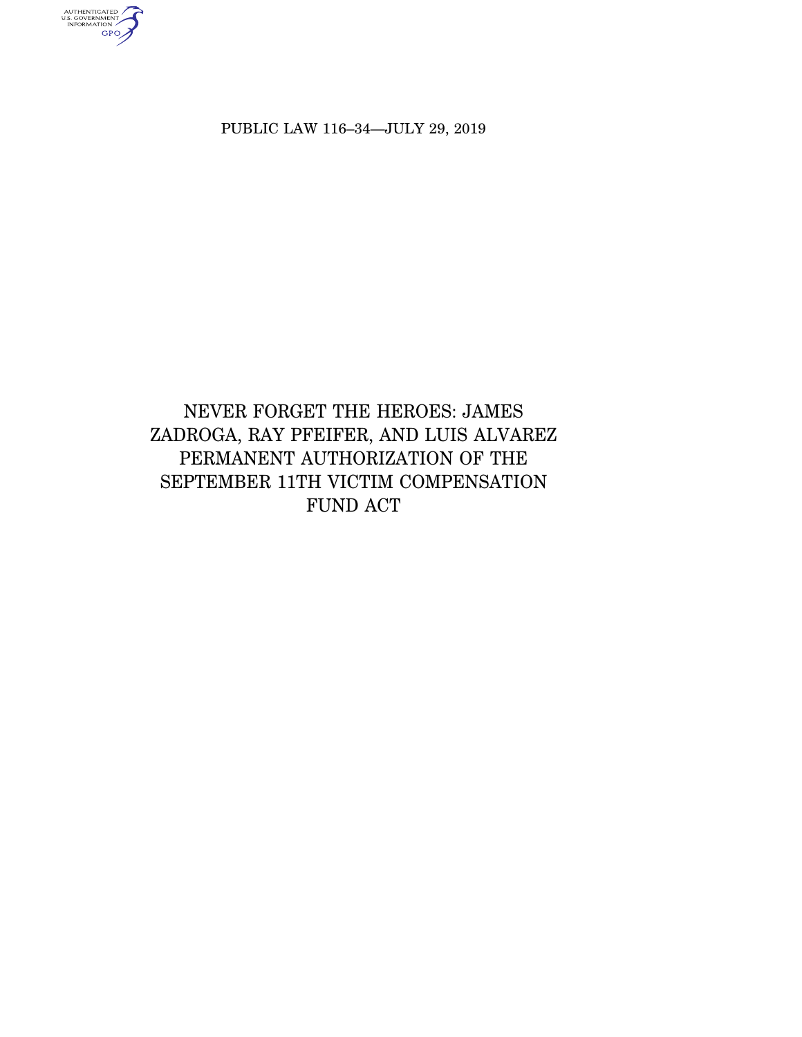PUBLIC LAW 116–34—JULY 29, 2019

# NEVER FORGET THE HEROES: JAMES ZADROGA, RAY PFEIFER, AND LUIS ALVAREZ PERMANENT AUTHORIZATION OF THE SEPTEMBER 11TH VICTIM COMPENSATION FUND ACT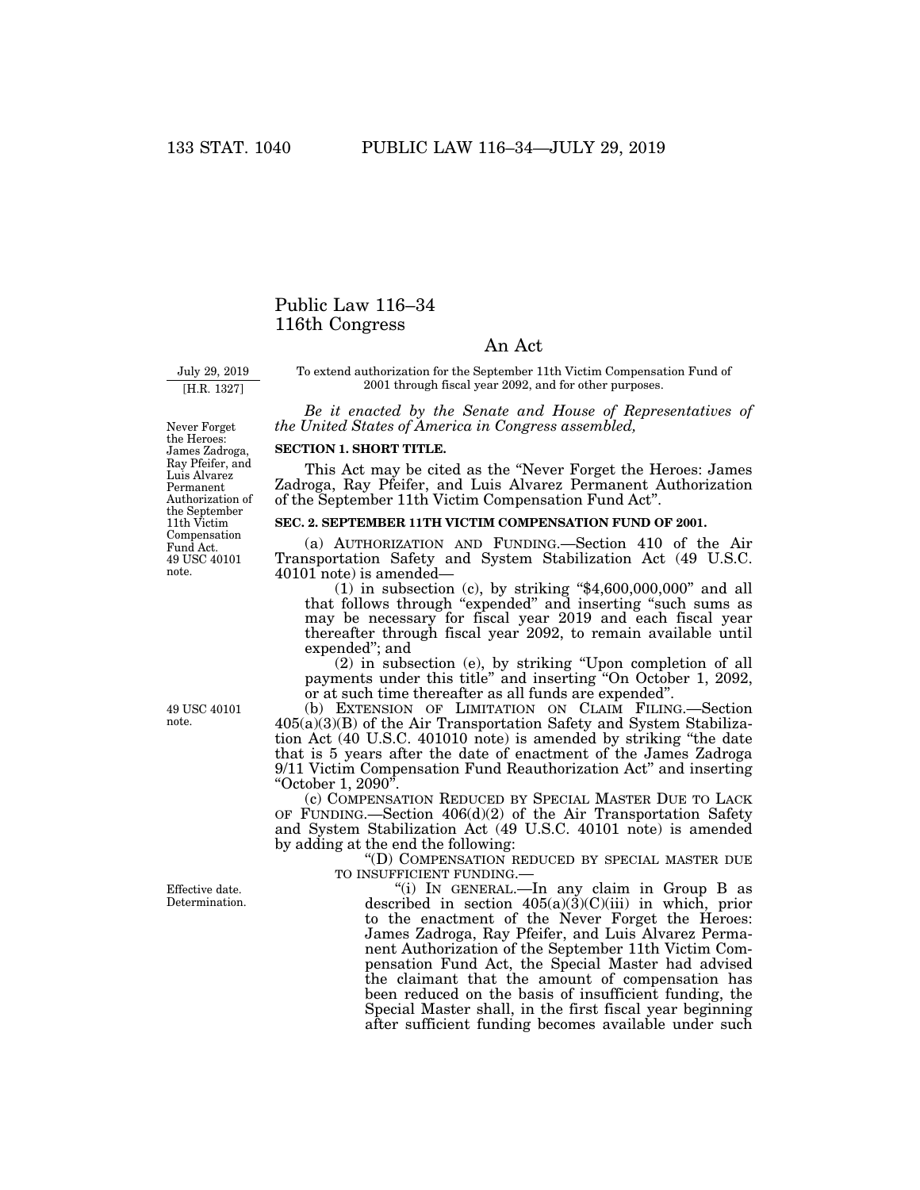# Public Law 116–34
# 116th Congress

## An Act

July 29, 2019
[H.R. 1327]

To extend authorization for the September 11th Victim Compensation Fund of 2001 through fiscal year 2092, and for other purposes.

*Be it enacted by the Senate and House of Representatives of the United States of America in Congress assembled,*

Never Forget the Heroes: James Zadroga, Ray Pfeifer, and Luis Alvarez Permanent Authorization of the September 11th Victim Compensation Fund Act.
49 USC 40101 note.

**SECTION 1. SHORT TITLE.**

This Act may be cited as the "Never Forget the Heroes: James Zadroga, Ray Pfeifer, and Luis Alvarez Permanent Authorization of the September 11th Victim Compensation Fund Act".

**SEC. 2. SEPTEMBER 11TH VICTIM COMPENSATION FUND OF 2001.**

(a) AUTHORIZATION AND FUNDING.—Section 410 of the Air Transportation Safety and System Stabilization Act (49 U.S.C. 40101 note) is amended—

(1) in subsection (c), by striking "$4,600,000,000" and all that follows through "expended" and inserting "such sums as may be necessary for fiscal year 2019 and each fiscal year thereafter through fiscal year 2092, to remain available until expended"; and

(2) in subsection (e), by striking "Upon completion of all payments under this title" and inserting "On October 1, 2092, or at such time thereafter as all funds are expended".

49 USC 40101 note.

(b) EXTENSION OF LIMITATION ON CLAIM FILING.—Section 405(a)(3)(B) of the Air Transportation Safety and System Stabilization Act (40 U.S.C. 401010 note) is amended by striking "the date that is 5 years after the date of enactment of the James Zadroga 9/11 Victim Compensation Fund Reauthorization Act" and inserting "October 1, 2090".

(c) COMPENSATION REDUCED BY SPECIAL MASTER DUE TO LACK OF FUNDING.—Section 406(d)(2) of the Air Transportation Safety and System Stabilization Act (49 U.S.C. 40101 note) is amended by adding at the end the following:

"(D) COMPENSATION REDUCED BY SPECIAL MASTER DUE TO INSUFFICIENT FUNDING.—

Effective date. Determination.

"(i) IN GENERAL.—In any claim in Group B as described in section 405(a)(3)(C)(iii) in which, prior to the enactment of the Never Forget the Heroes: James Zadroga, Ray Pfeifer, and Luis Alvarez Permanent Authorization of the September 11th Victim Compensation Fund Act, the Special Master had advised the claimant that the amount of compensation has been reduced on the basis of insufficient funding, the Special Master shall, in the first fiscal year beginning after sufficient funding becomes available under such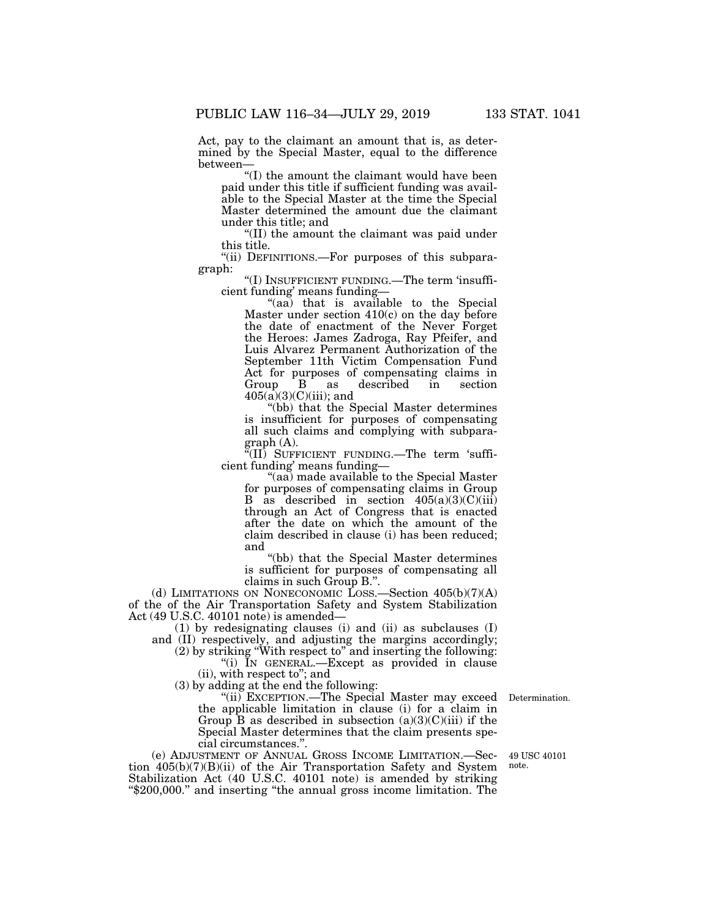Act, pay to the claimant an amount that is, as determined by the Special Master, equal to the difference between—

"(I) the amount the claimant would have been paid under this title if sufficient funding was available to the Special Master at the time the Special Master determined the amount due the claimant under this title; and

"(II) the amount the claimant was paid under this title.

"(ii) DEFINITIONS.—For purposes of this subparagraph:

"(I) INSUFFICIENT FUNDING.—The term 'insufficient funding' means funding—

"(aa) that is available to the Special Master under section 410(c) on the day before the date of enactment of the Never Forget the Heroes: James Zadroga, Ray Pfeifer, and Luis Alvarez Permanent Authorization of the September 11th Victim Compensation Fund Act for purposes of compensating claims in Group B as described in section 405(a)(3)(C)(iii); and

"(bb) that the Special Master determines is insufficient for purposes of compensating all such claims and complying with subparagraph (A).

"(II) SUFFICIENT FUNDING.—The term 'sufficient funding' means funding—

"(aa) made available to the Special Master for purposes of compensating claims in Group B as described in section 405(a)(3)(C)(iii) through an Act of Congress that is enacted after the date on which the amount of the claim described in clause (i) has been reduced; and

"(bb) that the Special Master determines is sufficient for purposes of compensating all claims in such Group B.".

(d) LIMITATIONS ON NONECONOMIC LOSS.—Section 405(b)(7)(A) of the of the Air Transportation Safety and System Stabilization Act (49 U.S.C. 40101 note) is amended—

(1) by redesignating clauses (i) and (ii) as subclauses (I) and (II) respectively, and adjusting the margins accordingly;

(2) by striking "With respect to" and inserting the following:

"(i) IN GENERAL.—Except as provided in clause (ii), with respect to"; and

(3) by adding at the end the following:

"(ii) EXCEPTION.—The Special Master may exceed the applicable limitation in clause (i) for a claim in Group B as described in subsection (a)(3)(C)(iii) if the Special Master determines that the claim presents special circumstances.".

Determination.

(e) ADJUSTMENT OF ANNUAL GROSS INCOME LIMITATION.—Section 405(b)(7)(B)(ii) of the Air Transportation Safety and System Stabilization Act (40 U.S.C. 40101 note) is amended by striking "$200,000." and inserting "the annual gross income limitation. The

49 USC 40101 note.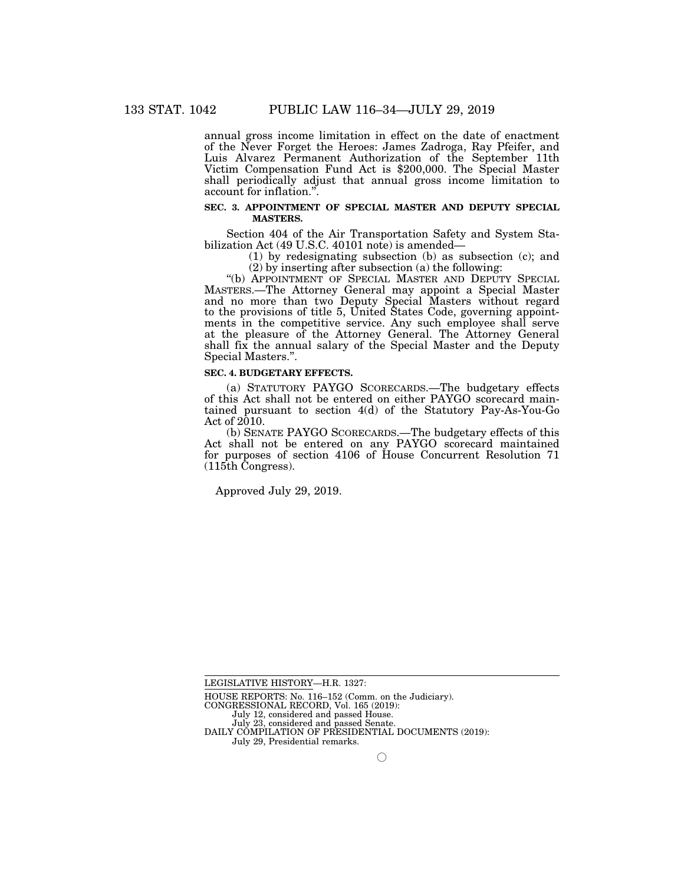annual gross income limitation in effect on the date of enactment of the Never Forget the Heroes: James Zadroga, Ray Pfeifer, and Luis Alvarez Permanent Authorization of the September 11th Victim Compensation Fund Act is $200,000. The Special Master shall periodically adjust that annual gross income limitation to account for inflation.".

**SEC. 3. APPOINTMENT OF SPECIAL MASTER AND DEPUTY SPECIAL MASTERS.**

Section 404 of the Air Transportation Safety and System Stabilization Act (49 U.S.C. 40101 note) is amended—

(1) by redesignating subsection (b) as subsection (c); and

(2) by inserting after subsection (a) the following:

"(b) APPOINTMENT OF SPECIAL MASTER AND DEPUTY SPECIAL MASTERS.—The Attorney General may appoint a Special Master and no more than two Deputy Special Masters without regard to the provisions of title 5, United States Code, governing appointments in the competitive service. Any such employee shall serve at the pleasure of the Attorney General. The Attorney General shall fix the annual salary of the Special Master and the Deputy Special Masters.".

**SEC. 4. BUDGETARY EFFECTS.**

(a) STATUTORY PAYGO SCORECARDS.—The budgetary effects of this Act shall not be entered on either PAYGO scorecard maintained pursuant to section 4(d) of the Statutory Pay-As-You-Go Act of 2010.

(b) SENATE PAYGO SCORECARDS.—The budgetary effects of this Act shall not be entered on any PAYGO scorecard maintained for purposes of section 4106 of House Concurrent Resolution 71 (115th Congress).

Approved July 29, 2019.

---

LEGISLATIVE HISTORY—H.R. 1327:

HOUSE REPORTS: No. 116–152 (Comm. on the Judiciary).
CONGRESSIONAL RECORD, Vol. 165 (2019):
July 12, considered and passed House.
July 23, considered and passed Senate.
DAILY COMPILATION OF PRESIDENTIAL DOCUMENTS (2019):
July 29, Presidential remarks.